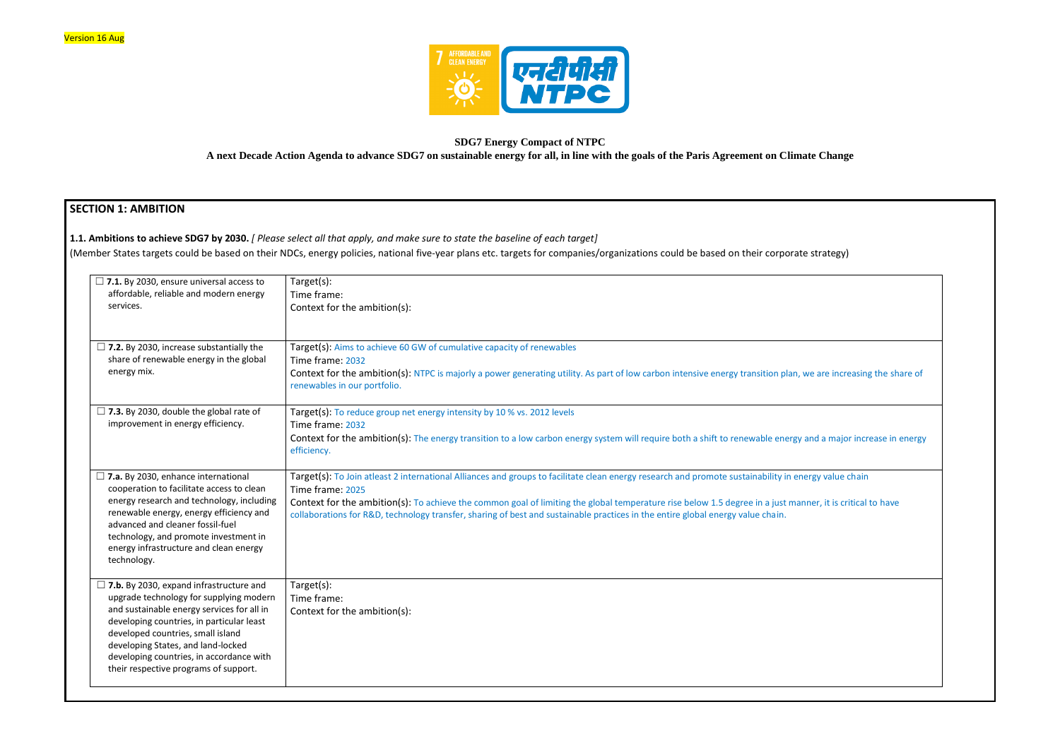Version 16 Aug

**SDG7 Energy Compact of NTPC**

**A next Decade Action Agenda to advance SDG7 on sustainable energy for all, in line with the goals of the Paris Agreement on Climate Change**

## SECTION 1: AMBITION

**1.1. Ambitions to achieve SDG7 by 2030.** *[ Please select all that apply, and make sure to state the baseline of each target]*

(Member States targets could be based on their NDCs, energy policies, national five-year plans etc. targets for companies/organizations could be based on their corporate strategy)

| | |
|---|---|
| ☐ **7.1.** By 2030, ensure universal access to affordable, reliable and modern energy services. | Target(s):<br>Time frame:<br>Context for the ambition(s): |
| ☐ **7.2.** By 2030, increase substantially the share of renewable energy in the global energy mix. | Target(s): Aims to achieve 60 GW of cumulative capacity of renewables<br>Time frame: 2032<br>Context for the ambition(s): NTPC is majorly a power generating utility. As part of low carbon intensive energy transition plan, we are increasing the share of renewables in our portfolio. |
| ☐ **7.3.** By 2030, double the global rate of improvement in energy efficiency. | Target(s): To reduce group net energy intensity by 10 % vs. 2012 levels<br>Time frame: 2032<br>Context for the ambition(s): The energy transition to a low carbon energy system will require both a shift to renewable energy and a major increase in energy efficiency. |
| ☐ **7.a.** By 2030, enhance international cooperation to facilitate access to clean energy research and technology, including renewable energy, energy efficiency and advanced and cleaner fossil-fuel technology, and promote investment in energy infrastructure and clean energy technology. | Target(s): To Join atleast 2 international Alliances and groups to facilitate clean energy research and promote sustainability in energy value chain<br>Time frame: 2025<br>Context for the ambition(s): To achieve the common goal of limiting the global temperature rise below 1.5 degree in a just manner, it is critical to have collaborations for R&D, technology transfer, sharing of best and sustainable practices in the entire global energy value chain. |
| ☐ **7.b.** By 2030, expand infrastructure and upgrade technology for supplying modern and sustainable energy services for all in developing countries, in particular least developed countries, small island developing States, and land-locked developing countries, in accordance with their respective programs of support. | Target(s):<br>Time frame:<br>Context for the ambition(s): |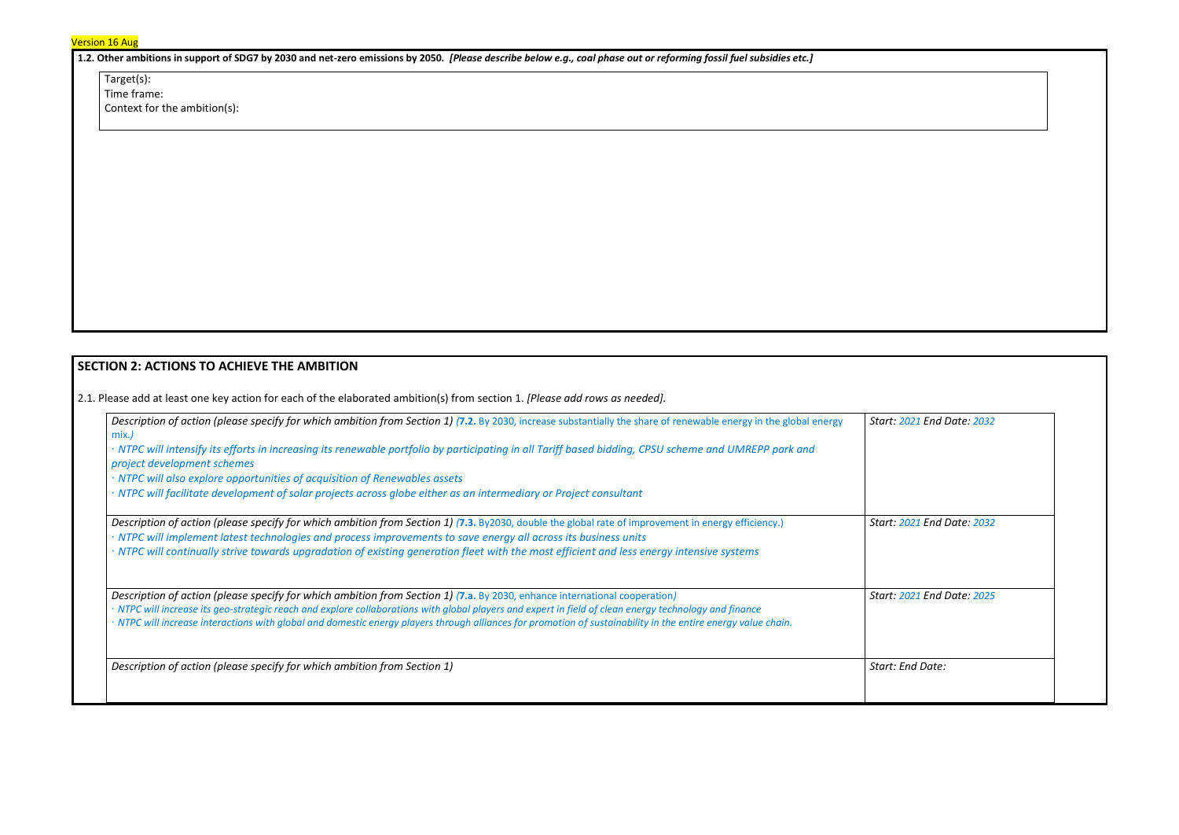Version 16 Aug

**1.2. Other ambitions in support of SDG7 by 2030 and net-zero emissions by 2050.** ***[Please describe below e.g., coal phase out or reforming fossil fuel subsidies etc.]***

Target(s):
Time frame:
Context for the ambition(s):

## SECTION 2: ACTIONS TO ACHIEVE THE AMBITION

2.1. Please add at least one key action for each of the elaborated ambition(s) from section 1. *[Please add rows as needed].*

| Description of action | Dates |
|---|---|
| *Description of action (please specify for which ambition from Section 1) (***7.2.** By 2030, increase substantially the share of renewable energy in the global energy mix.*)*<br>*· NTPC will intensify its efforts in increasing its renewable portfolio by participating in all Tariff based bidding, CPSU scheme and UMREPP park and project development schemes*<br>*· NTPC will also explore opportunities of acquisition of Renewables assets*<br>*· NTPC will facilitate development of solar projects across globe either as an intermediary or Project consultant* | *Start: 2021 End Date: 2032* |
| *Description of action (please specify for which ambition from Section 1) (***7.3.** By2030, double the global rate of improvement in energy efficiency.)<br>*· NTPC will implement latest technologies and process improvements to save energy all across its business units*<br>*· NTPC will continually strive towards upgradation of existing generation fleet with the most efficient and less energy intensive systems* | *Start: 2021 End Date: 2032* |
| *Description of action (please specify for which ambition from Section 1) (***7.a.** By 2030, enhance international cooperation*)*<br>*· NTPC will increase its geo-strategic reach and explore collaborations with global players and expert in field of clean energy technology and finance*<br>*· NTPC will increase interactions with global and domestic energy players through alliances for promotion of sustainability in the entire energy value chain.* | *Start: 2021 End Date: 2025* |
| *Description of action (please specify for which ambition from Section 1)* | *Start: End Date:* |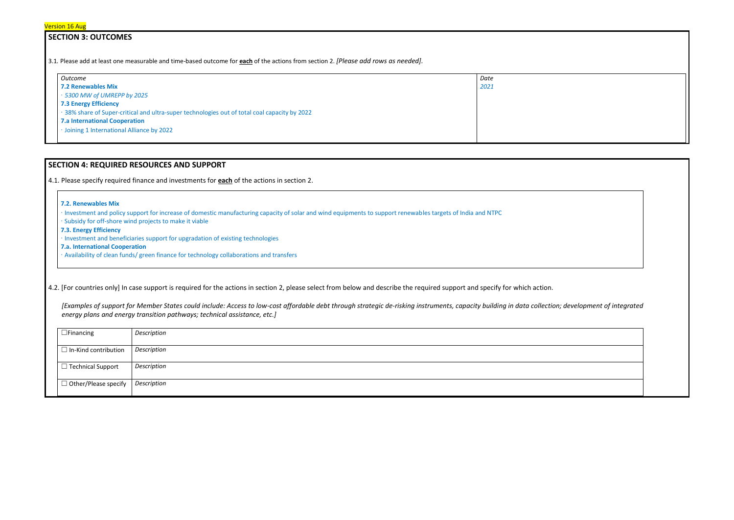Version 16 Aug

## SECTION 3: OUTCOMES

3.1. Please add at least one measurable and time-based outcome for **each** of the actions from section 2. *[Please add rows as needed].*

| *Outcome* | *Date* |
|---|---|
| **7.2 Renewables Mix**<br>· *5300 MW of UMREPP by 2025*<br>**7.3 Energy Efficiency**<br>· 38% share of Super-critical and ultra-super technologies out of total coal capacity by 2022<br>**7.a International Cooperation**<br>· Joining 1 International Alliance by 2022 | *2021* |

## SECTION 4: REQUIRED RESOURCES AND SUPPORT

4.1. Please specify required finance and investments for **each** of the actions in section 2.

**7.2. Renewables Mix**

· Investment and policy support for increase of domestic manufacturing capacity of solar and wind equipments to support renewables targets of India and NTPC

· Subsidy for off-shore wind projects to make it viable

**7.3. Energy Efficiency**

· Investment and beneficiaries support for upgradation of existing technologies

**7.a. International Cooperation**

· Availability of clean funds/ green finance for technology collaborations and transfers

4.2. [For countries only] In case support is required for the actions in section 2, please select from below and describe the required support and specify for which action.

*[Examples of support for Member States could include: Access to low-cost affordable debt through strategic de-risking instruments, capacity building in data collection; development of integrated energy plans and energy transition pathways; technical assistance, etc.]*

| | |
|---|---|
| ☐Financing | *Description* |
| ☐ In-Kind contribution | *Description* |
| ☐ Technical Support | *Description* |
| ☐ Other/Please specify | *Description* |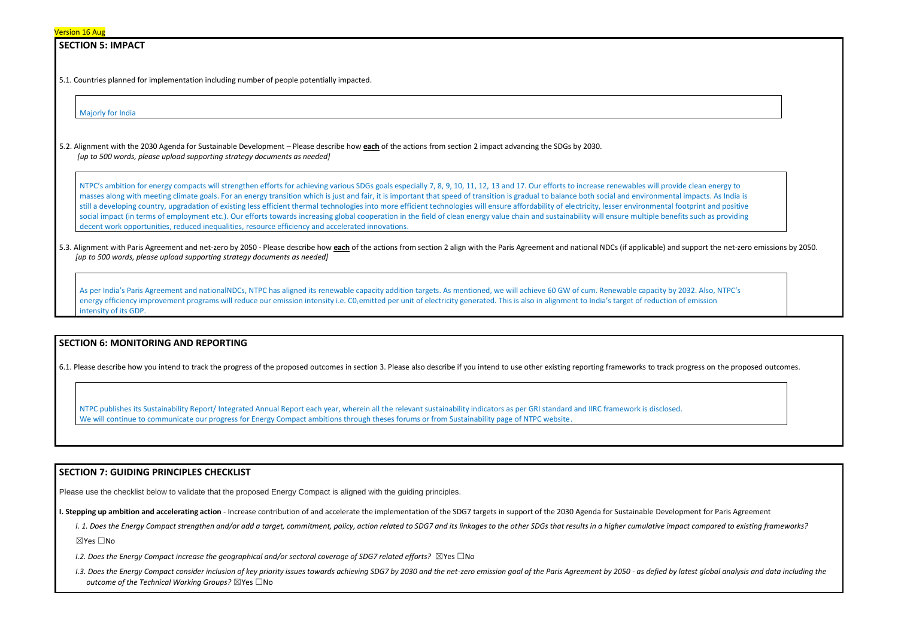Version 16 Aug

## SECTION 5: IMPACT

5.1. Countries planned for implementation including number of people potentially impacted.

Majorly for India

5.2. Alignment with the 2030 Agenda for Sustainable Development – Please describe how **each** of the actions from section 2 impact advancing the SDGs by 2030.
*[up to 500 words, please upload supporting strategy documents as needed]*

NTPC's ambition for energy compacts will strengthen efforts for achieving various SDGs goals especially 7, 8, 9, 10, 11, 12, 13 and 17. Our efforts to increase renewables will provide clean energy to masses along with meeting climate goals. For an energy transition which is just and fair, it is important that speed of transition is gradual to balance both social and environmental impacts. As India is still a developing country, upgradation of existing less efficient thermal technologies into more efficient technologies will ensure affordability of electricity, lesser environmental footprint and positive social impact (in terms of employment etc.). Our efforts towards increasing global cooperation in the field of clean energy value chain and sustainability will ensure multiple benefits such as providing decent work opportunities, reduced inequalities, resource efficiency and accelerated innovations.

5.3. Alignment with Paris Agreement and net-zero by 2050 - Please describe how **each** of the actions from section 2 align with the Paris Agreement and national NDCs (if applicable) and support the net-zero emissions by 2050.
*[up to 500 words, please upload supporting strategy documents as needed]*

As per India's Paris Agreement and nationalNDCs, NTPC has aligned its renewable capacity addition targets. As mentioned, we will achieve 60 GW of cum. Renewable capacity by 2032. Also, NTPC's energy efficiency improvement programs will reduce our emission intensity i.e. $C0_2$ emitted per unit of electricity generated. This is also in alignment to India's target of reduction of emission intensity of its GDP.

## SECTION 6: MONITORING AND REPORTING

6.1. Please describe how you intend to track the progress of the proposed outcomes in section 3. Please also describe if you intend to use other existing reporting frameworks to track progress on the proposed outcomes.

NTPC publishes its Sustainability Report/ Integrated Annual Report each year, wherein all the relevant sustainability indicators as per GRI standard and IIRC framework is disclosed.
We will continue to communicate our progress for Energy Compact ambitions through theses forums or from Sustainability page of NTPC website.

## SECTION 7: GUIDING PRINCIPLES CHECKLIST

Please use the checklist below to validate that the proposed Energy Compact is aligned with the guiding principles.

**I. Stepping up ambition and accelerating action** - Increase contribution of and accelerate the implementation of the SDG7 targets in support of the 2030 Agenda for Sustainable Development for Paris Agreement

*I. 1. Does the Energy Compact strengthen and/or add a target, commitment, policy, action related to SDG7 and its linkages to the other SDGs that results in a higher cumulative impact compared to existing frameworks?*

☒Yes ☐No

*I.2. Does the Energy Compact increase the geographical and/or sectoral coverage of SDG7 related efforts?* ☒Yes ☐No

*I.3. Does the Energy Compact consider inclusion of key priority issues towards achieving SDG7 by 2030 and the net-zero emission goal of the Paris Agreement by 2050 - as defied by latest global analysis and data including the outcome of the Technical Working Groups?* ☒Yes ☐No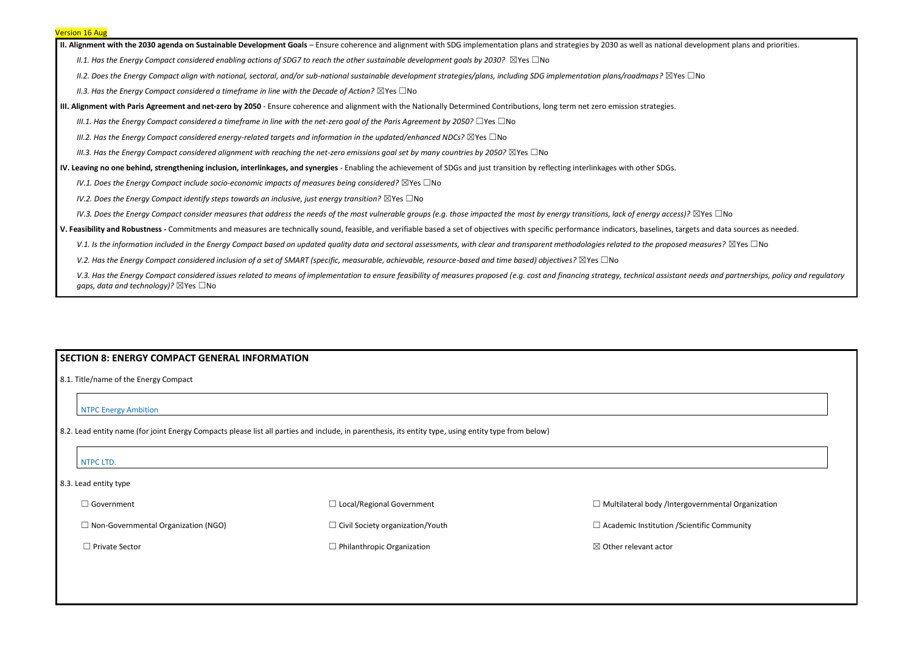Version 16 Aug

**II. Alignment with the 2030 agenda on Sustainable Development Goals** – Ensure coherence and alignment with SDG implementation plans and strategies by 2030 as well as national development plans and priorities.

*II.1. Has the Energy Compact considered enabling actions of SDG7 to reach the other sustainable development goals by 2030?* ☒Yes ☐No

*II.2. Does the Energy Compact align with national, sectoral, and/or sub-national sustainable development strategies/plans, including SDG implementation plans/roadmaps?* ☒Yes ☐No

*II.3. Has the Energy Compact considered a timeframe in line with the Decade of Action?* ☒Yes ☐No

**III. Alignment with Paris Agreement and net-zero by 2050** - Ensure coherence and alignment with the Nationally Determined Contributions, long term net zero emission strategies.

*III.1. Has the Energy Compact considered a timeframe in line with the net-zero goal of the Paris Agreement by 2050?* ☐Yes ☐No

*III.2. Has the Energy Compact considered energy-related targets and information in the updated/enhanced NDCs?* ☒Yes ☐No

*III.3. Has the Energy Compact considered alignment with reaching the net-zero emissions goal set by many countries by 2050?* ☒Yes ☐No

**IV. Leaving no one behind, strengthening inclusion, interlinkages, and synergies** - Enabling the achievement of SDGs and just transition by reflecting interlinkages with other SDGs.

*IV.1. Does the Energy Compact include socio-economic impacts of measures being considered?* ☒Yes ☐No

*IV.2. Does the Energy Compact identify steps towards an inclusive, just energy transition?* ☒Yes ☐No

*IV.3. Does the Energy Compact consider measures that address the needs of the most vulnerable groups (e.g. those impacted the most by energy transitions, lack of energy access)?* ☒Yes ☐No

**V. Feasibility and Robustness -** Commitments and measures are technically sound, feasible, and verifiable based a set of objectives with specific performance indicators, baselines, targets and data sources as needed.

*V.1. Is the information included in the Energy Compact based on updated quality data and sectoral assessments, with clear and transparent methodologies related to the proposed measures?* ☒Yes ☐No

*V.2. Has the Energy Compact considered inclusion of a set of SMART (specific, measurable, achievable, resource-based and time based) objectives?* ☒Yes ☐No

*V.3. Has the Energy Compact considered issues related to means of implementation to ensure feasibility of measures proposed (e.g. cost and financing strategy, technical assistant needs and partnerships, policy and regulatory gaps, data and technology)?* ☒Yes ☐No

## SECTION 8: ENERGY COMPACT GENERAL INFORMATION

8.1. Title/name of the Energy Compact

NTPC Energy Ambition

8.2. Lead entity name (for joint Energy Compacts please list all parties and include, in parenthesis, its entity type, using entity type from below)

NTPC LTD.

8.3. Lead entity type

☐ Government ☐ Local/Regional Government ☐ Multilateral body /Intergovernmental Organization

☐ Non-Governmental Organization (NGO) ☐ Civil Society organization/Youth ☐ Academic Institution /Scientific Community

☐ Private Sector ☐ Philanthropic Organization ☒ Other relevant actor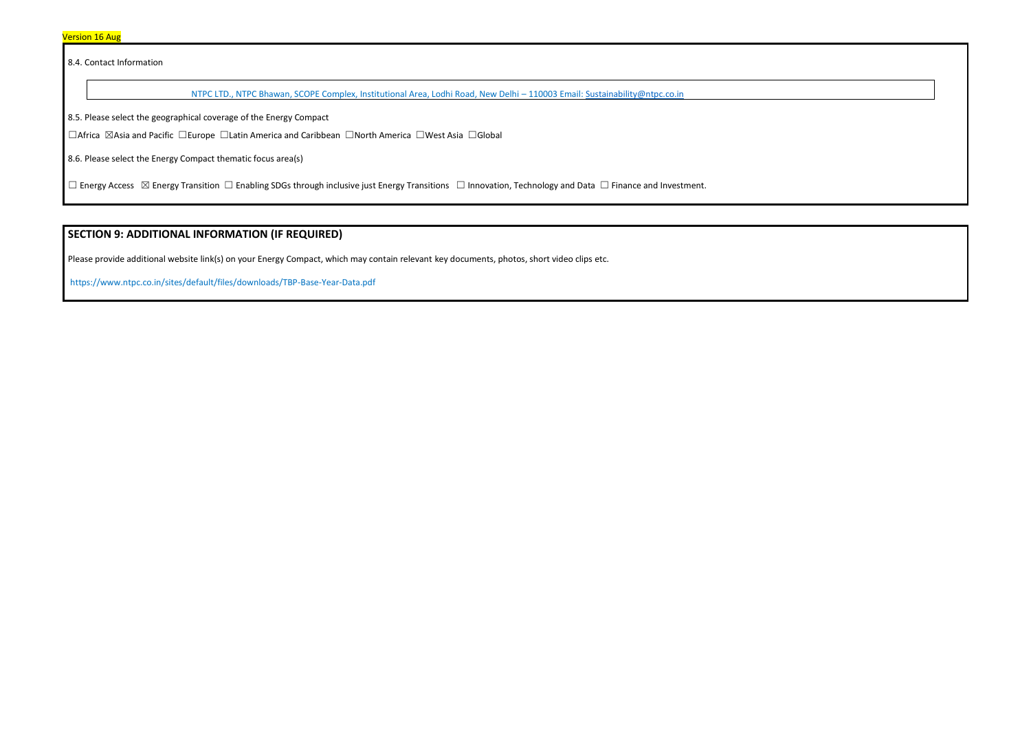Version 16 Aug

8.4. Contact Information

NTPC LTD., NTPC Bhawan, SCOPE Complex, Institutional Area, Lodhi Road, New Delhi – 110003 Email: Sustainability@ntpc.co.in

8.5. Please select the geographical coverage of the Energy Compact

☐Africa ☒Asia and Pacific ☐Europe ☐Latin America and Caribbean ☐North America ☐West Asia ☐Global

8.6. Please select the Energy Compact thematic focus area(s)

☐ Energy Access ☒ Energy Transition ☐ Enabling SDGs through inclusive just Energy Transitions ☐ Innovation, Technology and Data ☐ Finance and Investment.

## SECTION 9: ADDITIONAL INFORMATION (IF REQUIRED)

Please provide additional website link(s) on your Energy Compact, which may contain relevant key documents, photos, short video clips etc.

https://www.ntpc.co.in/sites/default/files/downloads/TBP-Base-Year-Data.pdf